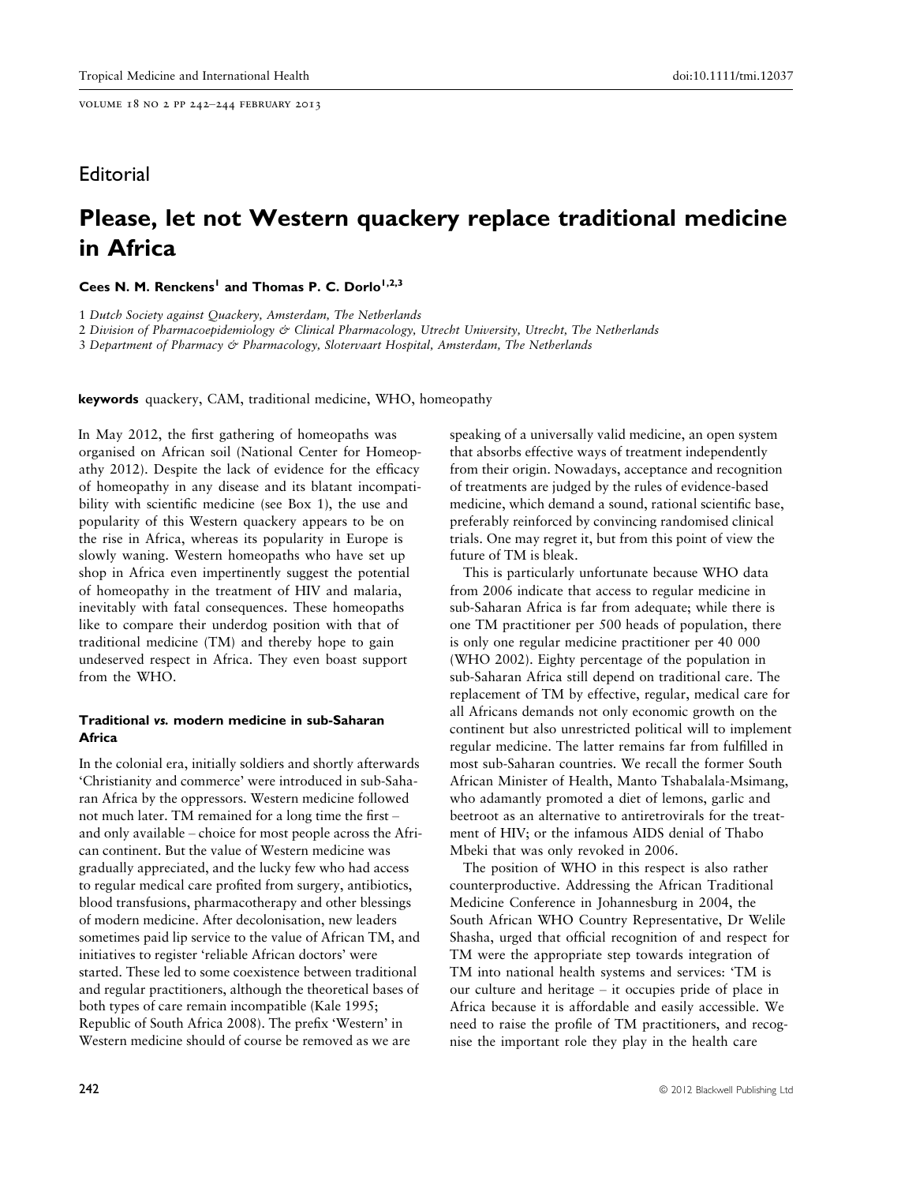Editorial

# Please, let not Western quackery replace traditional medicine in Africa

**Cees N. M. Renckens[1] and Thomas P. C. Dorlo[1,2,3]**

1 *Dutch Society against Quackery, Amsterdam, The Netherlands*
2 *Division of Pharmacoepidemiology & Clinical Pharmacology, Utrecht University, Utrecht, The Netherlands*
3 *Department of Pharmacy & Pharmacology, Slotervaart Hospital, Amsterdam, The Netherlands*

**keywords** quackery, CAM, traditional medicine, WHO, homeopathy

In May 2012, the first gathering of homeopaths was organised on African soil (National Center for Homeopathy 2012). Despite the lack of evidence for the efficacy of homeopathy in any disease and its blatant incompatibility with scientific medicine (see Box 1), the use and popularity of this Western quackery appears to be on the rise in Africa, whereas its popularity in Europe is slowly waning. Western homeopaths who have set up shop in Africa even impertinently suggest the potential of homeopathy in the treatment of HIV and malaria, inevitably with fatal consequences. These homeopaths like to compare their underdog position with that of traditional medicine (TM) and thereby hope to gain undeserved respect in Africa. They even boast support from the WHO.

### Traditional *vs.* modern medicine in sub-Saharan Africa

In the colonial era, initially soldiers and shortly afterwards 'Christianity and commerce' were introduced in sub-Saharan Africa by the oppressors. Western medicine followed not much later. TM remained for a long time the first – and only available – choice for most people across the African continent. But the value of Western medicine was gradually appreciated, and the lucky few who had access to regular medical care profited from surgery, antibiotics, blood transfusions, pharmacotherapy and other blessings of modern medicine. After decolonisation, new leaders sometimes paid lip service to the value of African TM, and initiatives to register 'reliable African doctors' were started. These led to some coexistence between traditional and regular practitioners, although the theoretical bases of both types of care remain incompatible (Kale 1995; Republic of South Africa 2008). The prefix 'Western' in Western medicine should of course be removed as we are speaking of a universally valid medicine, an open system that absorbs effective ways of treatment independently from their origin. Nowadays, acceptance and recognition of treatments are judged by the rules of evidence-based medicine, which demand a sound, rational scientific base, preferably reinforced by convincing randomised clinical trials. One may regret it, but from this point of view the future of TM is bleak.

This is particularly unfortunate because WHO data from 2006 indicate that access to regular medicine in sub-Saharan Africa is far from adequate; while there is one TM practitioner per 500 heads of population, there is only one regular medicine practitioner per 40 000 (WHO 2002). Eighty percentage of the population in sub-Saharan Africa still depend on traditional care. The replacement of TM by effective, regular, medical care for all Africans demands not only economic growth on the continent but also unrestricted political will to implement regular medicine. The latter remains far from fulfilled in most sub-Saharan countries. We recall the former South African Minister of Health, Manto Tshabalala-Msimang, who adamantly promoted a diet of lemons, garlic and beetroot as an alternative to antiretrovirals for the treatment of HIV; or the infamous AIDS denial of Thabo Mbeki that was only revoked in 2006.

The position of WHO in this respect is also rather counterproductive. Addressing the African Traditional Medicine Conference in Johannesburg in 2004, the South African WHO Country Representative, Dr Welile Shasha, urged that official recognition of and respect for TM were the appropriate step towards integration of TM into national health systems and services: 'TM is our culture and heritage – it occupies pride of place in Africa because it is affordable and easily accessible. We need to raise the profile of TM practitioners, and recognise the important role they play in the health care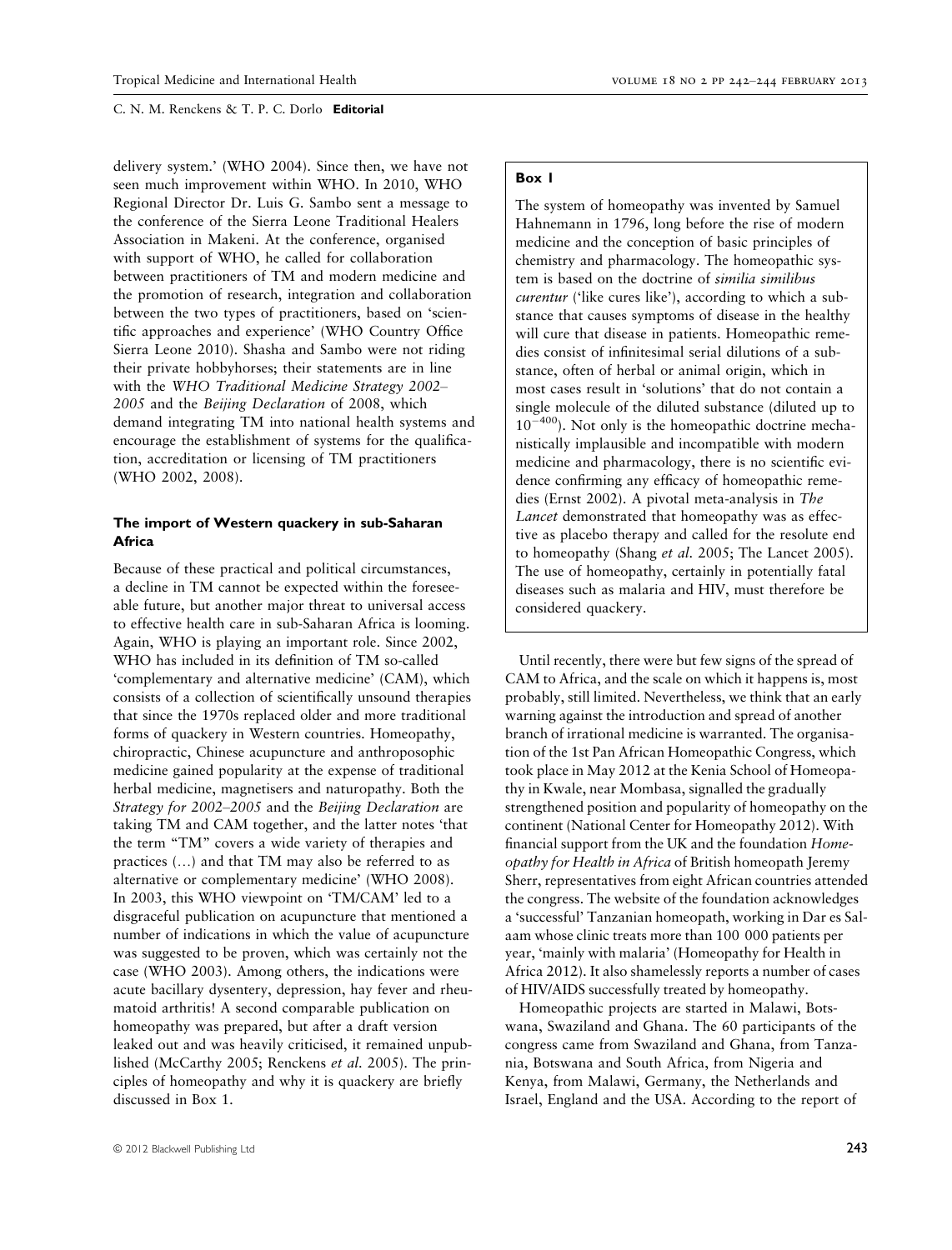delivery system.' (WHO 2004). Since then, we have not seen much improvement within WHO. In 2010, WHO Regional Director Dr. Luis G. Sambo sent a message to the conference of the Sierra Leone Traditional Healers Association in Makeni. At the conference, organised with support of WHO, he called for collaboration between practitioners of TM and modern medicine and the promotion of research, integration and collaboration between the two types of practitioners, based on 'scientific approaches and experience' (WHO Country Office Sierra Leone 2010). Shasha and Sambo were not riding their private hobbyhorses; their statements are in line with the *WHO Traditional Medicine Strategy 2002–2005* and the *Beijing Declaration* of 2008, which demand integrating TM into national health systems and encourage the establishment of systems for the qualification, accreditation or licensing of TM practitioners (WHO 2002, 2008).

### The import of Western quackery in sub-Saharan Africa

Because of these practical and political circumstances, a decline in TM cannot be expected within the foreseeable future, but another major threat to universal access to effective health care in sub-Saharan Africa is looming. Again, WHO is playing an important role. Since 2002, WHO has included in its definition of TM so-called 'complementary and alternative medicine' (CAM), which consists of a collection of scientifically unsound therapies that since the 1970s replaced older and more traditional forms of quackery in Western countries. Homeopathy, chiropractic, Chinese acupuncture and anthroposophic medicine gained popularity at the expense of traditional herbal medicine, magnetisers and naturopathy. Both the *Strategy for 2002–2005* and the *Beijing Declaration* are taking TM and CAM together, and the latter notes 'that the term "TM" covers a wide variety of therapies and practices (…) and that TM may also be referred to as alternative or complementary medicine' (WHO 2008). In 2003, this WHO viewpoint on 'TM/CAM' led to a disgraceful publication on acupuncture that mentioned a number of indications in which the value of acupuncture was suggested to be proven, which was certainly not the case (WHO 2003). Among others, the indications were acute bacillary dysentery, depression, hay fever and rheumatoid arthritis! A second comparable publication on homeopathy was prepared, but after a draft version leaked out and was heavily criticised, it remained unpublished (McCarthy 2005; Renckens *et al.* 2005). The principles of homeopathy and why it is quackery are briefly discussed in Box 1.

> **Box 1**
>
> The system of homeopathy was invented by Samuel Hahnemann in 1796, long before the rise of modern medicine and the conception of basic principles of chemistry and pharmacology. The homeopathic system is based on the doctrine of *similia similibus curentur* ('like cures like'), according to which a substance that causes symptoms of disease in the healthy will cure that disease in patients. Homeopathic remedies consist of infinitesimal serial dilutions of a substance, often of herbal or animal origin, which in most cases result in 'solutions' that do not contain a single molecule of the diluted substance (diluted up to $10^{-400}$). Not only is the homeopathic doctrine mechanistically implausible and incompatible with modern medicine and pharmacology, there is no scientific evidence confirming any efficacy of homeopathic remedies (Ernst 2002). A pivotal meta-analysis in *The Lancet* demonstrated that homeopathy was as effective as placebo therapy and called for the resolute end to homeopathy (Shang *et al.* 2005; The Lancet 2005). The use of homeopathy, certainly in potentially fatal diseases such as malaria and HIV, must therefore be considered quackery.

Until recently, there were but few signs of the spread of CAM to Africa, and the scale on which it happens is, most probably, still limited. Nevertheless, we think that an early warning against the introduction and spread of another branch of irrational medicine is warranted. The organisation of the 1st Pan African Homeopathic Congress, which took place in May 2012 at the Kenia School of Homeopathy in Kwale, near Mombasa, signalled the gradually strengthened position and popularity of homeopathy on the continent (National Center for Homeopathy 2012). With financial support from the UK and the foundation *Homeopathy for Health in Africa* of British homeopath Jeremy Sherr, representatives from eight African countries attended the congress. The website of the foundation acknowledges a 'successful' Tanzanian homeopath, working in Dar es Salaam whose clinic treats more than 100 000 patients per year, 'mainly with malaria' (Homeopathy for Health in Africa 2012). It also shamelessly reports a number of cases of HIV/AIDS successfully treated by homeopathy.

Homeopathic projects are started in Malawi, Botswana, Swaziland and Ghana. The 60 participants of the congress came from Swaziland and Ghana, from Tanzania, Botswana and South Africa, from Nigeria and Kenya, from Malawi, Germany, the Netherlands and Israel, England and the USA. According to the report of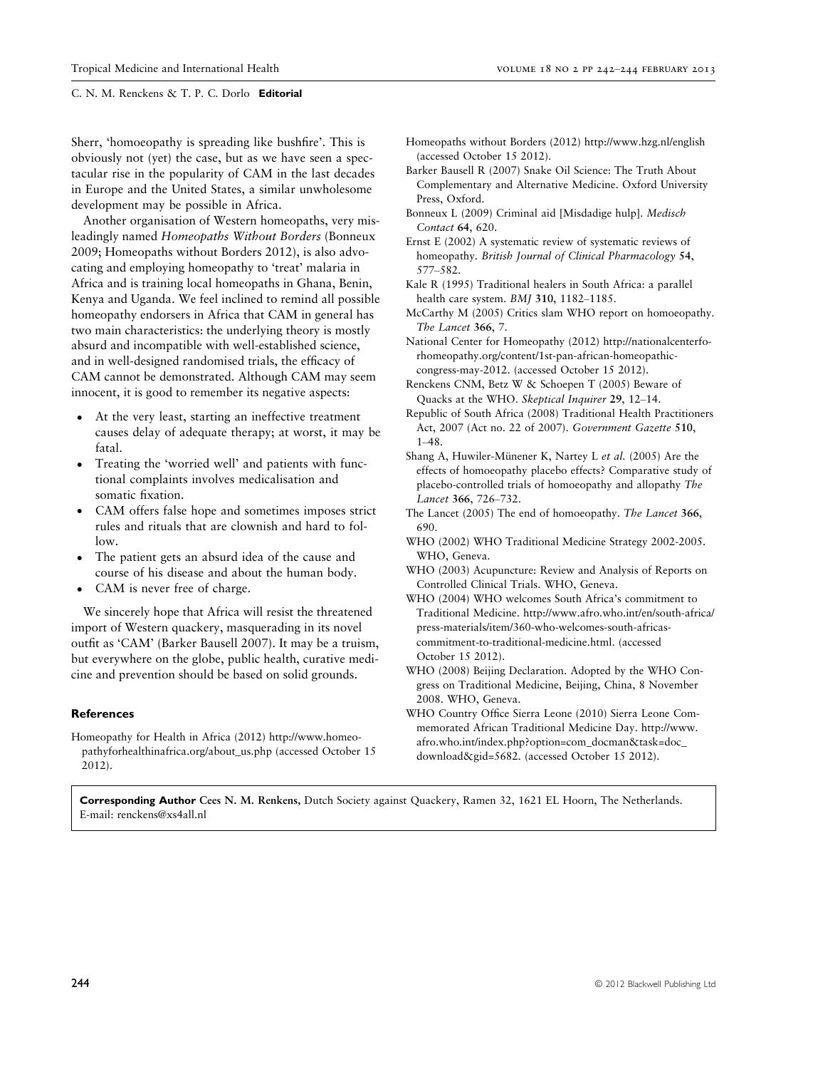Sherr, 'homoeopathy is spreading like bushfire'. This is obviously not (yet) the case, but as we have seen a spectacular rise in the popularity of CAM in the last decades in Europe and the United States, a similar unwholesome development may be possible in Africa.

Another organisation of Western homeopaths, very misleadingly named *Homeopaths Without Borders* (Bonneux 2009; Homeopaths without Borders 2012), is also advocating and employing homeopathy to 'treat' malaria in Africa and is training local homeopaths in Ghana, Benin, Kenya and Uganda. We feel inclined to remind all possible homeopathy endorsers in Africa that CAM in general has two main characteristics: the underlying theory is mostly absurd and incompatible with well-established science, and in well-designed randomised trials, the efficacy of CAM cannot be demonstrated. Although CAM may seem innocent, it is good to remember its negative aspects:

- At the very least, starting an ineffective treatment causes delay of adequate therapy; at worst, it may be fatal.
- Treating the 'worried well' and patients with functional complaints involves medicalisation and somatic fixation.
- CAM offers false hope and sometimes imposes strict rules and rituals that are clownish and hard to follow.
- The patient gets an absurd idea of the cause and course of his disease and about the human body.
- CAM is never free of charge.

We sincerely hope that Africa will resist the threatened import of Western quackery, masquerading in its novel outfit as 'CAM' (Barker Bausell 2007). It may be a truism, but everywhere on the globe, public health, curative medicine and prevention should be based on solid grounds.

## References

Homeopathy for Health in Africa (2012) http://www.homeopathyforhealthinafrica.org/about_us.php (accessed October 15 2012).

Homeopaths without Borders (2012) http://www.hzg.nl/english (accessed October 15 2012).

Barker Bausell R (2007) Snake Oil Science: The Truth About Complementary and Alternative Medicine. Oxford University Press, Oxford.

Bonneux L (2009) Criminal aid [Misdadige hulp]. *Medisch Contact* **64**, 620.

Ernst E (2002) A systematic review of systematic reviews of homeopathy. *British Journal of Clinical Pharmacology* **54**, 577–582.

Kale R (1995) Traditional healers in South Africa: a parallel health care system. *BMJ* **310**, 1182–1185.

McCarthy M (2005) Critics slam WHO report on homoeopathy. *The Lancet* **366**, 7.

National Center for Homeopathy (2012) http://nationalcenterforhomeopathy.org/content/1st-pan-african-homeopathic-congress-may-2012. (accessed October 15 2012).

Renckens CNM, Betz W & Schoepen T (2005) Beware of Quacks at the WHO. *Skeptical Inquirer* **29**, 12–14.

Republic of South Africa (2008) Traditional Health Practitioners Act, 2007 (Act no. 22 of 2007). *Government Gazette* **510**, 1–48.

Shang A, Huwiler-Münener K, Nartey L *et al.* (2005) Are the effects of homoeopathy placebo effects? Comparative study of placebo-controlled trials of homoeopathy and allopathy *The Lancet* **366**, 726–732.

The Lancet (2005) The end of homoeopathy. *The Lancet* **366**, 690.

WHO (2002) WHO Traditional Medicine Strategy 2002-2005. WHO, Geneva.

WHO (2003) Acupuncture: Review and Analysis of Reports on Controlled Clinical Trials. WHO, Geneva.

WHO (2004) WHO welcomes South Africa's commitment to Traditional Medicine. http://www.afro.who.int/en/south-africa/press-materials/item/360-who-welcomes-south-africas-commitment-to-traditional-medicine.html. (accessed October 15 2012).

WHO (2008) Beijing Declaration. Adopted by the WHO Congress on Traditional Medicine, Beijing, China, 8 November 2008. WHO, Geneva.

WHO Country Office Sierra Leone (2010) Sierra Leone Commemorated African Traditional Medicine Day. http://www.afro.who.int/index.php?option=com_docman&task=doc_download&gid=5682. (accessed October 15 2012).

**Corresponding Author Cees N. M. Renkens,** Dutch Society against Quackery, Ramen 32, 1621 EL Hoorn, The Netherlands. E-mail: renckens@xs4all.nl